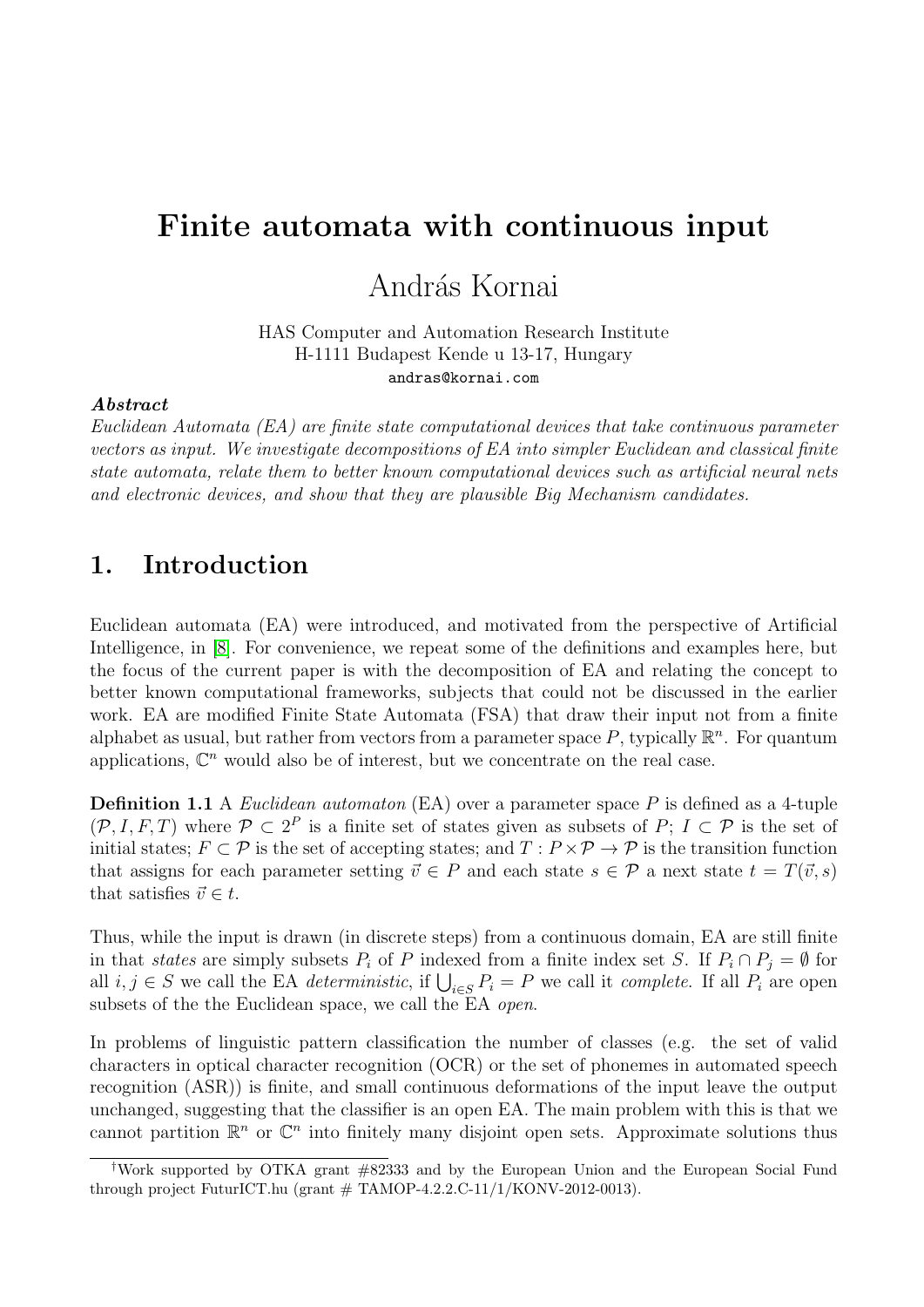# Finite automata with continuous input

András Kornai

HAS Computer and Automation Research Institute
H-1111 Budapest Kende u 13-17, Hungary
andras@kornai.com

***Abstract***

*Euclidean Automata (EA) are finite state computational devices that take continuous parameter vectors as input. We investigate decompositions of EA into simpler Euclidean and classical finite state automata, relate them to better known computational devices such as artificial neural nets and electronic devices, and show that they are plausible Big Mechanism candidates.*

## 1. Introduction

Euclidean automata (EA) were introduced, and motivated from the perspective of Artificial Intelligence, in [8]. For convenience, we repeat some of the definitions and examples here, but the focus of the current paper is with the decomposition of EA and relating the concept to better known computational frameworks, subjects that could not be discussed in the earlier work. EA are modified Finite State Automata (FSA) that draw their input not from a finite alphabet as usual, but rather from vectors from a parameter space $P$, typically $\mathbb{R}^n$. For quantum applications, $\mathbb{C}^n$ would also be of interest, but we concentrate on the real case.

**Definition 1.1** A *Euclidean automaton* (EA) over a parameter space $P$ is defined as a 4-tuple $(\mathcal{P}, I, F, T)$ where $\mathcal{P} \subset 2^P$ is a finite set of states given as subsets of $P$; $I \subset \mathcal{P}$ is the set of initial states; $F \subset \mathcal{P}$ is the set of accepting states; and $T : P \times \mathcal{P} \to \mathcal{P}$ is the transition function that assigns for each parameter setting $\vec{v} \in P$ and each state $s \in \mathcal{P}$ a next state $t = T(\vec{v}, s)$ that satisfies $\vec{v} \in t$.

Thus, while the input is drawn (in discrete steps) from a continuous domain, EA are still finite in that *states* are simply subsets $P_i$ of $P$ indexed from a finite index set $S$. If $P_i \cap P_j = \emptyset$ for all $i, j \in S$ we call the EA *deterministic*, if $\bigcup_{i \in S} P_i = P$ we call it *complete*. If all $P_i$ are open subsets of the the Euclidean space, we call the EA *open*.

In problems of linguistic pattern classification the number of classes (e.g. the set of valid characters in optical character recognition (OCR) or the set of phonemes in automated speech recognition (ASR)) is finite, and small continuous deformations of the input leave the output unchanged, suggesting that the classifier is an open EA. The main problem with this is that we cannot partition $\mathbb{R}^n$ or $\mathbb{C}^n$ into finitely many disjoint open sets. Approximate solutions thus

†Work supported by OTKA grant #82333 and by the European Union and the European Social Fund through project FuturICT.hu (grant # TAMOP-4.2.2.C-11/1/KONV-2012-0013).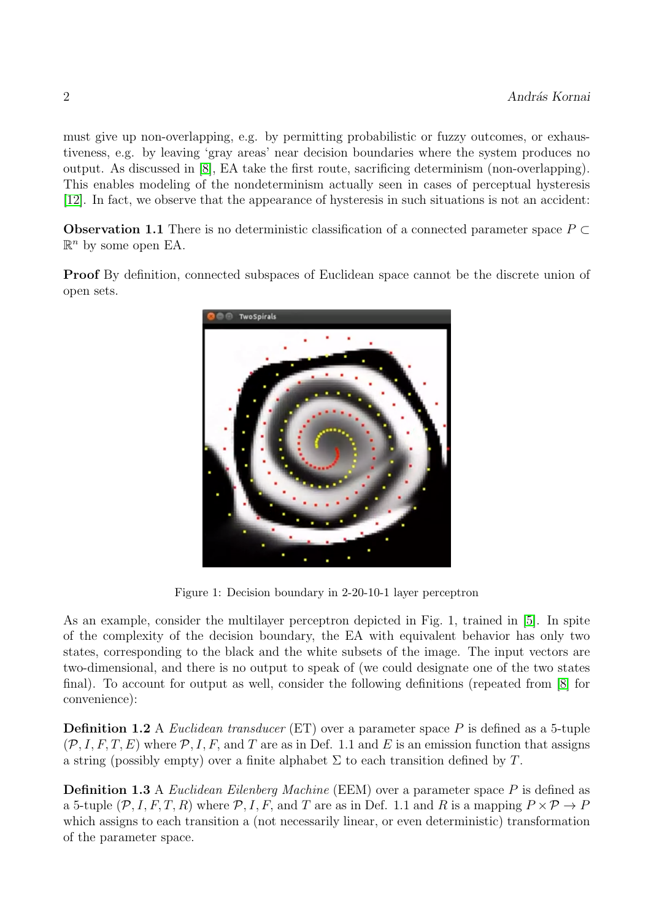must give up non-overlapping, e.g. by permitting probabilistic or fuzzy outcomes, or exhaustiveness, e.g. by leaving 'gray areas' near decision boundaries where the system produces no output. As discussed in [8], EA take the first route, sacrificing determinism (non-overlapping). This enables modeling of the nondeterminism actually seen in cases of perceptual hysteresis [12]. In fact, we observe that the appearance of hysteresis in such situations is not an accident:

**Observation 1.1** There is no deterministic classification of a connected parameter space $P \subset \mathbb{R}^n$ by some open EA.

**Proof** By definition, connected subspaces of Euclidean space cannot be the discrete union of open sets.

Figure 1: Decision boundary in 2-20-10-1 layer perceptron

As an example, consider the multilayer perceptron depicted in Fig. 1, trained in [5]. In spite of the complexity of the decision boundary, the EA with equivalent behavior has only two states, corresponding to the black and the white subsets of the image. The input vectors are two-dimensional, and there is no output to speak of (we could designate one of the two states final). To account for output as well, consider the following definitions (repeated from [8] for convenience):

**Definition 1.2** A *Euclidean transducer* (ET) over a parameter space $P$ is defined as a 5-tuple $(\mathcal{P}, I, F, T, E)$ where $\mathcal{P}, I, F,$ and $T$ are as in Def. 1.1 and $E$ is an emission function that assigns a string (possibly empty) over a finite alphabet $\Sigma$ to each transition defined by $T$.

**Definition 1.3** A *Euclidean Eilenberg Machine* (EEM) over a parameter space $P$ is defined as a 5-tuple $(\mathcal{P}, I, F, T, R)$ where $\mathcal{P}, I, F,$ and $T$ are as in Def. 1.1 and $R$ is a mapping $P \times \mathcal{P} \rightarrow P$ which assigns to each transition a (not necessarily linear, or even deterministic) transformation of the parameter space.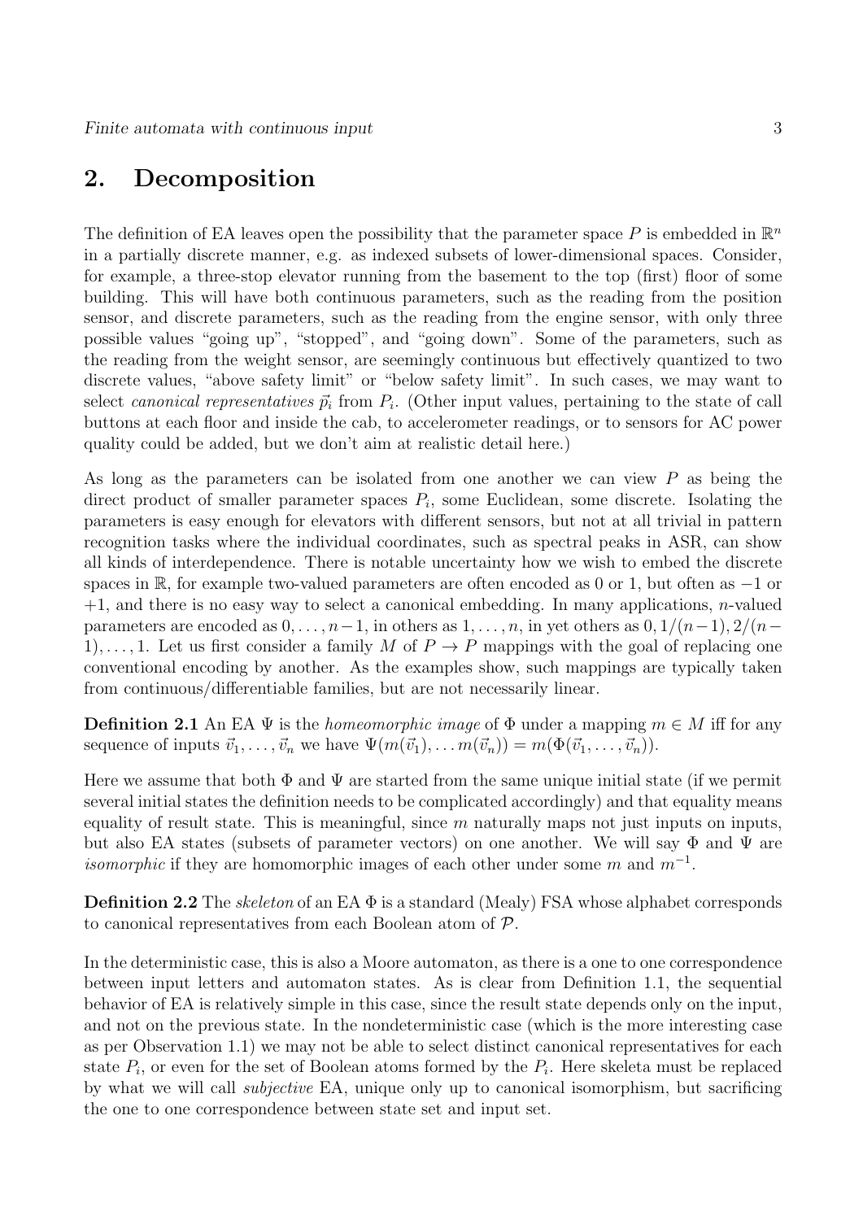## 2. Decomposition

The definition of EA leaves open the possibility that the parameter space $P$ is embedded in $\mathbb{R}^n$ in a partially discrete manner, e.g. as indexed subsets of lower-dimensional spaces. Consider, for example, a three-stop elevator running from the basement to the top (first) floor of some building. This will have both continuous parameters, such as the reading from the position sensor, and discrete parameters, such as the reading from the engine sensor, with only three possible values "going up", "stopped", and "going down". Some of the parameters, such as the reading from the weight sensor, are seemingly continuous but effectively quantized to two discrete values, "above safety limit" or "below safety limit". In such cases, we may want to select *canonical representatives* $\vec{p}_i$ from $P_i$. (Other input values, pertaining to the state of call buttons at each floor and inside the cab, to accelerometer readings, or to sensors for AC power quality could be added, but we don't aim at realistic detail here.)

As long as the parameters can be isolated from one another we can view $P$ as being the direct product of smaller parameter spaces $P_i$, some Euclidean, some discrete. Isolating the parameters is easy enough for elevators with different sensors, but not at all trivial in pattern recognition tasks where the individual coordinates, such as spectral peaks in ASR, can show all kinds of interdependence. There is notable uncertainty how we wish to embed the discrete spaces in $\mathbb{R}$, for example two-valued parameters are often encoded as 0 or 1, but often as $-1$ or $+1$, and there is no easy way to select a canonical embedding. In many applications, $n$-valued parameters are encoded as $0, \ldots, n-1$, in others as $1, \ldots, n$, in yet others as $0, 1/(n-1), 2/(n-1), \ldots, 1$. Let us first consider a family $M$ of $P \to P$ mappings with the goal of replacing one conventional encoding by another. As the examples show, such mappings are typically taken from continuous/differentiable families, but are not necessarily linear.

**Definition 2.1** An EA $\Psi$ is the *homeomorphic image* of $\Phi$ under a mapping $m \in M$ iff for any sequence of inputs $\vec{v}_1, \ldots, \vec{v}_n$ we have $\Psi(m(\vec{v}_1), \ldots m(\vec{v}_n)) = m(\Phi(\vec{v}_1, \ldots, \vec{v}_n))$.

Here we assume that both $\Phi$ and $\Psi$ are started from the same unique initial state (if we permit several initial states the definition needs to be complicated accordingly) and that equality means equality of result state. This is meaningful, since $m$ naturally maps not just inputs on inputs, but also EA states (subsets of parameter vectors) on one another. We will say $\Phi$ and $\Psi$ are *isomorphic* if they are homomorphic images of each other under some $m$ and $m^{-1}$.

**Definition 2.2** The *skeleton* of an EA $\Phi$ is a standard (Mealy) FSA whose alphabet corresponds to canonical representatives from each Boolean atom of $\mathcal{P}$.

In the deterministic case, this is also a Moore automaton, as there is a one to one correspondence between input letters and automaton states. As is clear from Definition 1.1, the sequential behavior of EA is relatively simple in this case, since the result state depends only on the input, and not on the previous state. In the nondeterministic case (which is the more interesting case as per Observation 1.1) we may not be able to select distinct canonical representatives for each state $P_i$, or even for the set of Boolean atoms formed by the $P_i$. Here skeleta must be replaced by what we will call *subjective* EA, unique only up to canonical isomorphism, but sacrificing the one to one correspondence between state set and input set.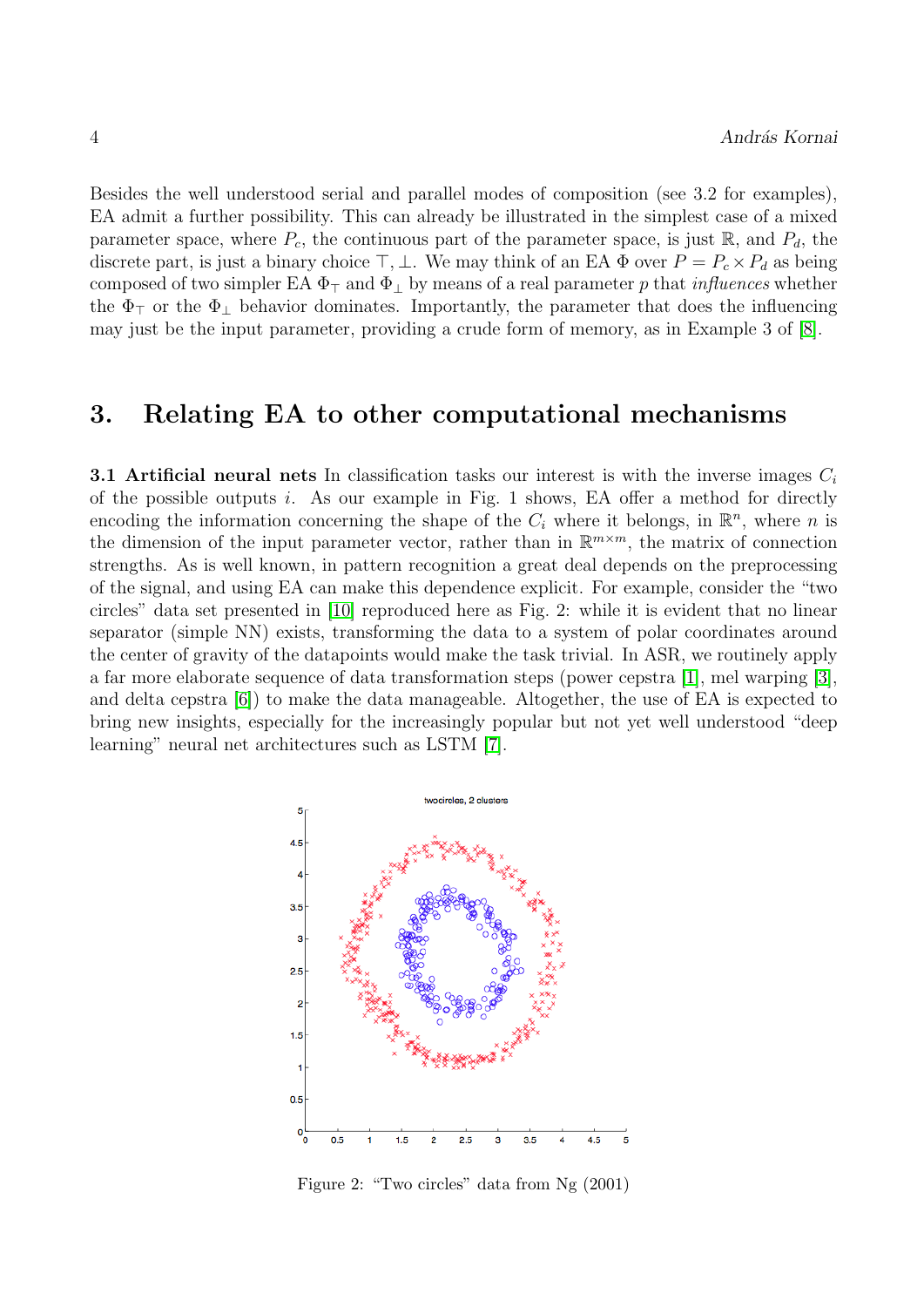Besides the well understood serial and parallel modes of composition (see 3.2 for examples), EA admit a further possibility. This can already be illustrated in the simplest case of a mixed parameter space, where $P_c$, the continuous part of the parameter space, is just $\mathbb{R}$, and $P_d$, the discrete part, is just a binary choice $\top, \bot$. We may think of an EA $\Phi$ over $P = P_c \times P_d$ as being composed of two simpler EA $\Phi_\top$ and $\Phi_\bot$ by means of a real parameter $p$ that *influences* whether the $\Phi_\top$ or the $\Phi_\bot$ behavior dominates. Importantly, the parameter that does the influencing may just be the input parameter, providing a crude form of memory, as in Example 3 of [8].

## 3. Relating EA to other computational mechanisms

**3.1 Artificial neural nets** In classification tasks our interest is with the inverse images $C_i$ of the possible outputs $i$. As our example in Fig. 1 shows, EA offer a method for directly encoding the information concerning the shape of the $C_i$ where it belongs, in $\mathbb{R}^n$, where $n$ is the dimension of the input parameter vector, rather than in $\mathbb{R}^{m \times m}$, the matrix of connection strengths. As is well known, in pattern recognition a great deal depends on the preprocessing of the signal, and using EA can make this dependence explicit. For example, consider the "two circles" data set presented in [10] reproduced here as Fig. 2: while it is evident that no linear separator (simple NN) exists, transforming the data to a system of polar coordinates around the center of gravity of the datapoints would make the task trivial. In ASR, we routinely apply a far more elaborate sequence of data transformation steps (power cepstra [1], mel warping [3], and delta cepstra [6]) to make the data manageable. Altogether, the use of EA is expected to bring new insights, especially for the increasingly popular but not yet well understood "deep learning" neural net architectures such as LSTM [7].

Figure 2: "Two circles" data from Ng (2001)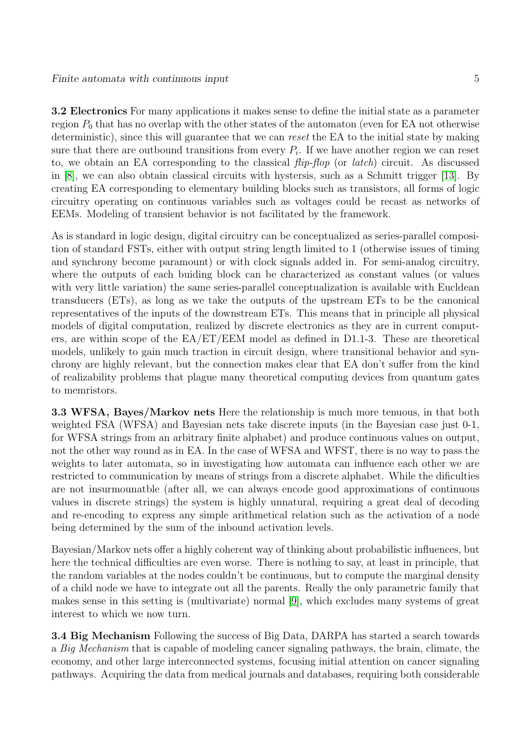**3.2 Electronics** For many applications it makes sense to define the initial state as a parameter region $P_0$ that has no overlap with the other states of the automaton (even for EA not otherwise deterministic), since this will guarantee that we can *reset* the EA to the initial state by making sure that there are outbound transitions from every $P_i$. If we have another region we can reset to, we obtain an EA corresponding to the classical *flip-flop* (or *latch*) circuit. As discussed in [8], we can also obtain classical circuits with hystersis, such as a Schmitt trigger [13]. By creating EA corresponding to elementary building blocks such as transistors, all forms of logic circuitry operating on continuous variables such as voltages could be recast as networks of EEMs. Modeling of transient behavior is not facilitated by the framework.

As is standard in logic design, digital circuitry can be conceptualized as series-parallel composition of standard FSTs, either with output string length limited to 1 (otherwise issues of timing and synchrony become paramount) or with clock signals added in. For semi-analog circuitry, where the outputs of each buiding block can be characterized as constant values (or values with very little variation) the same series-parallel conceptualization is available with Eucldean transducers (ETs), as long as we take the outputs of the upstream ETs to be the canonical representatives of the inputs of the downstream ETs. This means that in principle all physical models of digital computation, realized by discrete electronics as they are in current computers, are within scope of the EA/ET/EEM model as defined in D1.1-3. These are theoretical models, unlikely to gain much traction in circuit design, where transitional behavior and synchrony are highly relevant, but the connection makes clear that EA don't suffer from the kind of realizability problems that plague many theoretical computing devices from quantum gates to memristors.

**3.3 WFSA, Bayes/Markov nets** Here the relationship is much more tenuous, in that both weighted FSA (WFSA) and Bayesian nets take discrete inputs (in the Bayesian case just 0-1, for WFSA strings from an arbitrary finite alphabet) and produce continuous values on output, not the other way round as in EA. In the case of WFSA and WFST, there is no way to pass the weights to later automata, so in investigating how automata can influence each other we are restricted to communication by means of strings from a discrete alphabet. While the dificulties are not insurmounatble (after all, we can always encode good approximations of continuous values in discrete strings) the system is highly unnatural, requiring a great deal of decoding and re-encoding to express any simple arithmetical relation such as the activation of a node being determined by the sum of the inbound activation levels.

Bayesian/Markov nets offer a highly coherent way of thinking about probabilistic influences, but here the technical difficulties are even worse. There is nothing to say, at least in principle, that the random variables at the nodes couldn't be continuous, but to compute the marginal density of a child node we have to integrate out all the parents. Really the only parametric family that makes sense in this setting is (multivariate) normal [9], which excludes many systems of great interest to which we now turn.

**3.4 Big Mechanism** Following the success of Big Data, DARPA has started a search towards a *Big Mechanism* that is capable of modeling cancer signaling pathways, the brain, climate, the economy, and other large interconnected systems, focusing initial attention on cancer signaling pathways. Acquiring the data from medical journals and databases, requiring both considerable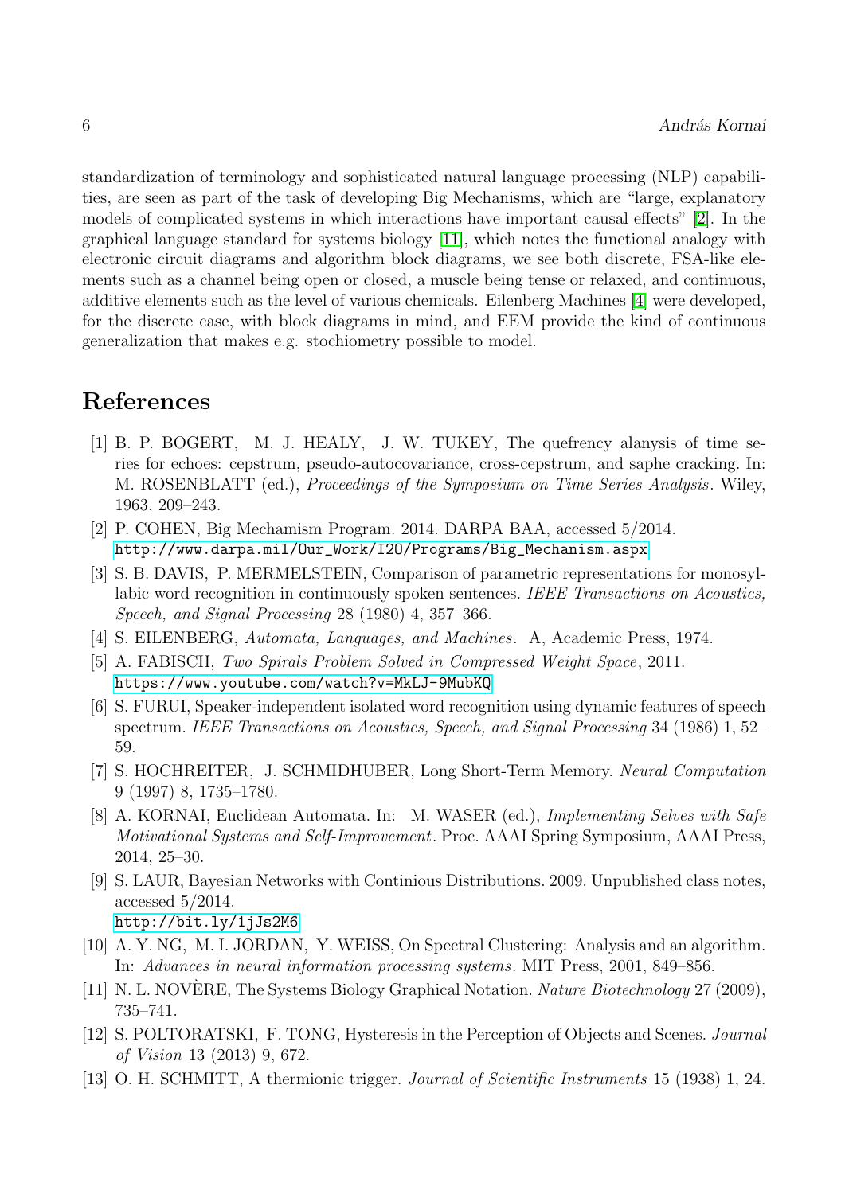standardization of terminology and sophisticated natural language processing (NLP) capabilities, are seen as part of the task of developing Big Mechanisms, which are "large, explanatory models of complicated systems in which interactions have important causal effects" [2]. In the graphical language standard for systems biology [11], which notes the functional analogy with electronic circuit diagrams and algorithm block diagrams, we see both discrete, FSA-like elements such as a channel being open or closed, a muscle being tense or relaxed, and continuous, additive elements such as the level of various chemicals. Eilenberg Machines [4] were developed, for the discrete case, with block diagrams in mind, and EEM provide the kind of continuous generalization that makes e.g. stochiometry possible to model.

# References

[1] B. P. BOGERT, M. J. HEALY, J. W. TUKEY, The quefrency alanysis of time series for echoes: cepstrum, pseudo-autocovariance, cross-cepstrum, and saphe cracking. In: M. ROSENBLATT (ed.), *Proceedings of the Symposium on Time Series Analysis*. Wiley, 1963, 209–243.

[2] P. COHEN, Big Mechamism Program. 2014. DARPA BAA, accessed 5/2014. http://www.darpa.mil/Our_Work/I2O/Programs/Big_Mechanism.aspx

[3] S. B. DAVIS, P. MERMELSTEIN, Comparison of parametric representations for monosyllabic word recognition in continuously spoken sentences. *IEEE Transactions on Acoustics, Speech, and Signal Processing* 28 (1980) 4, 357–366.

[4] S. EILENBERG, *Automata, Languages, and Machines*. A, Academic Press, 1974.

[5] A. FABISCH, *Two Spirals Problem Solved in Compressed Weight Space*, 2011. https://www.youtube.com/watch?v=MkLJ-9MubKQ

[6] S. FURUI, Speaker-independent isolated word recognition using dynamic features of speech spectrum. *IEEE Transactions on Acoustics, Speech, and Signal Processing* 34 (1986) 1, 52–59.

[7] S. HOCHREITER, J. SCHMIDHUBER, Long Short-Term Memory. *Neural Computation* 9 (1997) 8, 1735–1780.

[8] A. KORNAI, Euclidean Automata. In: M. WASER (ed.), *Implementing Selves with Safe Motivational Systems and Self-Improvement*. Proc. AAAI Spring Symposium, AAAI Press, 2014, 25–30.

[9] S. LAUR, Bayesian Networks with Continious Distributions. 2009. Unpublished class notes, accessed 5/2014. http://bit.ly/1jJs2M6

[10] A. Y. NG, M. I. JORDAN, Y. WEISS, On Spectral Clustering: Analysis and an algorithm. In: *Advances in neural information processing systems*. MIT Press, 2001, 849–856.

[11] N. L. NOVÈRE, The Systems Biology Graphical Notation. *Nature Biotechnology* 27 (2009), 735–741.

[12] S. POLTORATSKI, F. TONG, Hysteresis in the Perception of Objects and Scenes. *Journal of Vision* 13 (2013) 9, 672.

[13] O. H. SCHMITT, A thermionic trigger. *Journal of Scientific Instruments* 15 (1938) 1, 24.